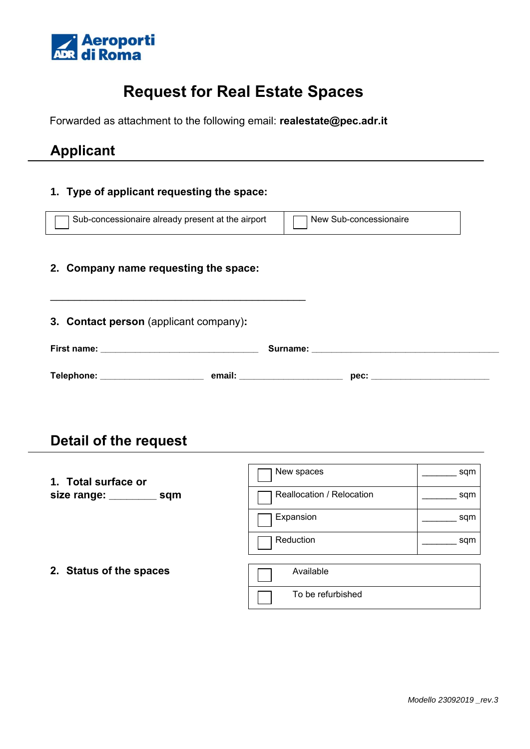Aeroporti di Roma

# Request for Real Estate Spaces

Forwarded as attachment to the following email: **realestate@pec.adr.it**

## Applicant

### 1. Type of applicant requesting the space:

| ☐ Sub-concessionaire already present at the airport | ☐ New Sub-concessionaire |
|---|---|

### 2. Company name requesting the space:

_______________________________________________

### 3. Contact person (applicant company):

**First name:** ______________________________ **Surname:** ____________________________________

**Telephone:** ____________________ **email:** ____________________ **pec:** ______________________

## Detail of the request

**1. Total surface or size range: ________ sqm**

| | |
|---|---|
| ☐ New spaces | _______ sqm |
| ☐ Reallocation / Relocation | _______ sqm |
| ☐ Expansion | _______ sqm |
| ☐ Reduction | _______ sqm |

**2. Status of the spaces**

| |
|---|
| ☐ Available |
| ☐ To be refurbished |

*Modello 23092019 _rev.3*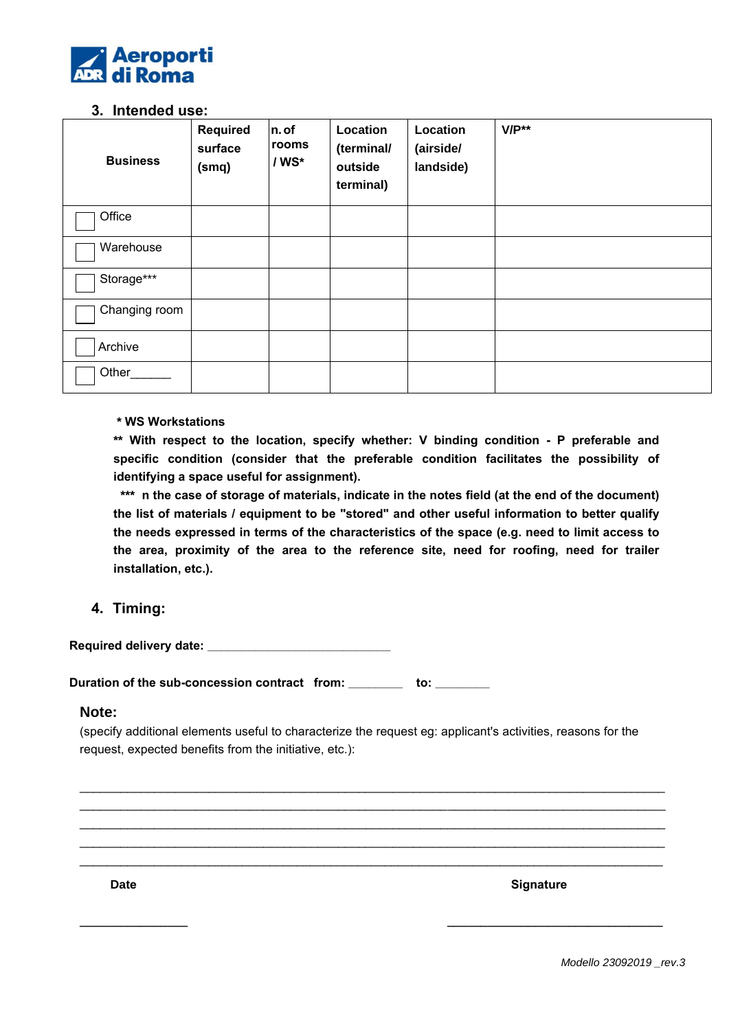**Aeroporti di Roma**

## 3. Intended use:

| Business | Required surface (smq) | n. of rooms / WS* | Location (terminal/ outside terminal) | Location (airside/ landside) | V/P** |
|---|---|---|---|---|---|
| ☐ Office | | | | | |
| ☐ Warehouse | | | | | |
| ☐ Storage*** | | | | | |
| ☐ Changing room | | | | | |
| ☐ Archive | | | | | |
| ☐ Other______ | | | | | |

**\* WS Workstations**

**\*\* With respect to the location, specify whether: V binding condition - P preferable and specific condition (consider that the preferable condition facilitates the possibility of identifying a space useful for assignment).**

**\*\*\* n the case of storage of materials, indicate in the notes field (at the end of the document) the list of materials / equipment to be "stored" and other useful information to better qualify the needs expressed in terms of the characteristics of the space (e.g. need to limit access to the area, proximity of the area to the reference site, need for roofing, need for trailer installation, etc.).**

## 4. Timing:

**Required delivery date:** ___________________________

**Duration of the sub-concession contract from:** ________ **to:** ________

### Note:

(specify additional elements useful to characterize the request eg: applicant's activities, reasons for the request, expected benefits from the initiative, etc.):

_______________________________________________________________________________________

_______________________________________________________________________________________

_______________________________________________________________________________________

_______________________________________________________________________________________

_______________________________________________________________________________________

**Date** **Signature**

________________ ________________________________

*Modello 23092019 _rev.3*